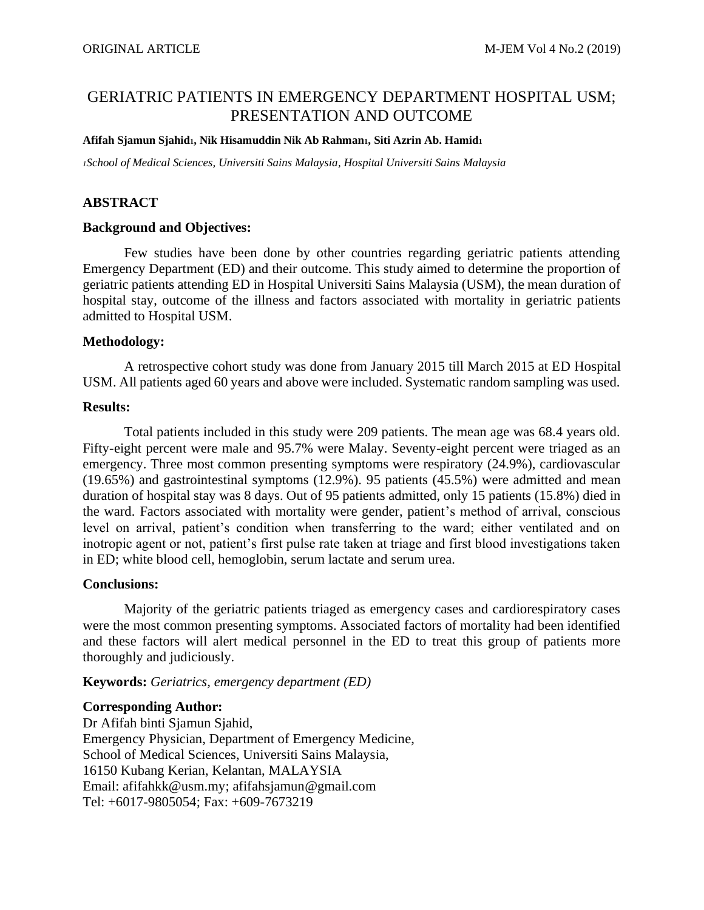# GERIATRIC PATIENTS IN EMERGENCY DEPARTMENT HOSPITAL USM; PRESENTATION AND OUTCOME

**Afifah Sjamun Sjahid[1], Nik Hisamuddin Nik Ab Rahman[1], Siti Azrin Ab. Hamid[1]**

*[1]School of Medical Sciences, Universiti Sains Malaysia, Hospital Universiti Sains Malaysia*

## ABSTRACT

### Background and Objectives:

Few studies have been done by other countries regarding geriatric patients attending Emergency Department (ED) and their outcome. This study aimed to determine the proportion of geriatric patients attending ED in Hospital Universiti Sains Malaysia (USM), the mean duration of hospital stay, outcome of the illness and factors associated with mortality in geriatric patients admitted to Hospital USM.

### Methodology:

A retrospective cohort study was done from January 2015 till March 2015 at ED Hospital USM. All patients aged 60 years and above were included. Systematic random sampling was used.

### Results:

Total patients included in this study were 209 patients. The mean age was 68.4 years old. Fifty-eight percent were male and 95.7% were Malay. Seventy-eight percent were triaged as an emergency. Three most common presenting symptoms were respiratory (24.9%), cardiovascular (19.65%) and gastrointestinal symptoms (12.9%). 95 patients (45.5%) were admitted and mean duration of hospital stay was 8 days. Out of 95 patients admitted, only 15 patients (15.8%) died in the ward. Factors associated with mortality were gender, patient's method of arrival, conscious level on arrival, patient's condition when transferring to the ward; either ventilated and on inotropic agent or not, patient's first pulse rate taken at triage and first blood investigations taken in ED; white blood cell, hemoglobin, serum lactate and serum urea.

### Conclusions:

Majority of the geriatric patients triaged as emergency cases and cardiorespiratory cases were the most common presenting symptoms. Associated factors of mortality had been identified and these factors will alert medical personnel in the ED to treat this group of patients more thoroughly and judiciously.

**Keywords:** *Geriatrics, emergency department (ED)*

### Corresponding Author:

Dr Afifah binti Sjamun Sjahid,
Emergency Physician, Department of Emergency Medicine,
School of Medical Sciences, Universiti Sains Malaysia,
16150 Kubang Kerian, Kelantan, MALAYSIA
Email: afifahkk@usm.my; afifahsjamun@gmail.com
Tel: +6017-9805054; Fax: +609-7673219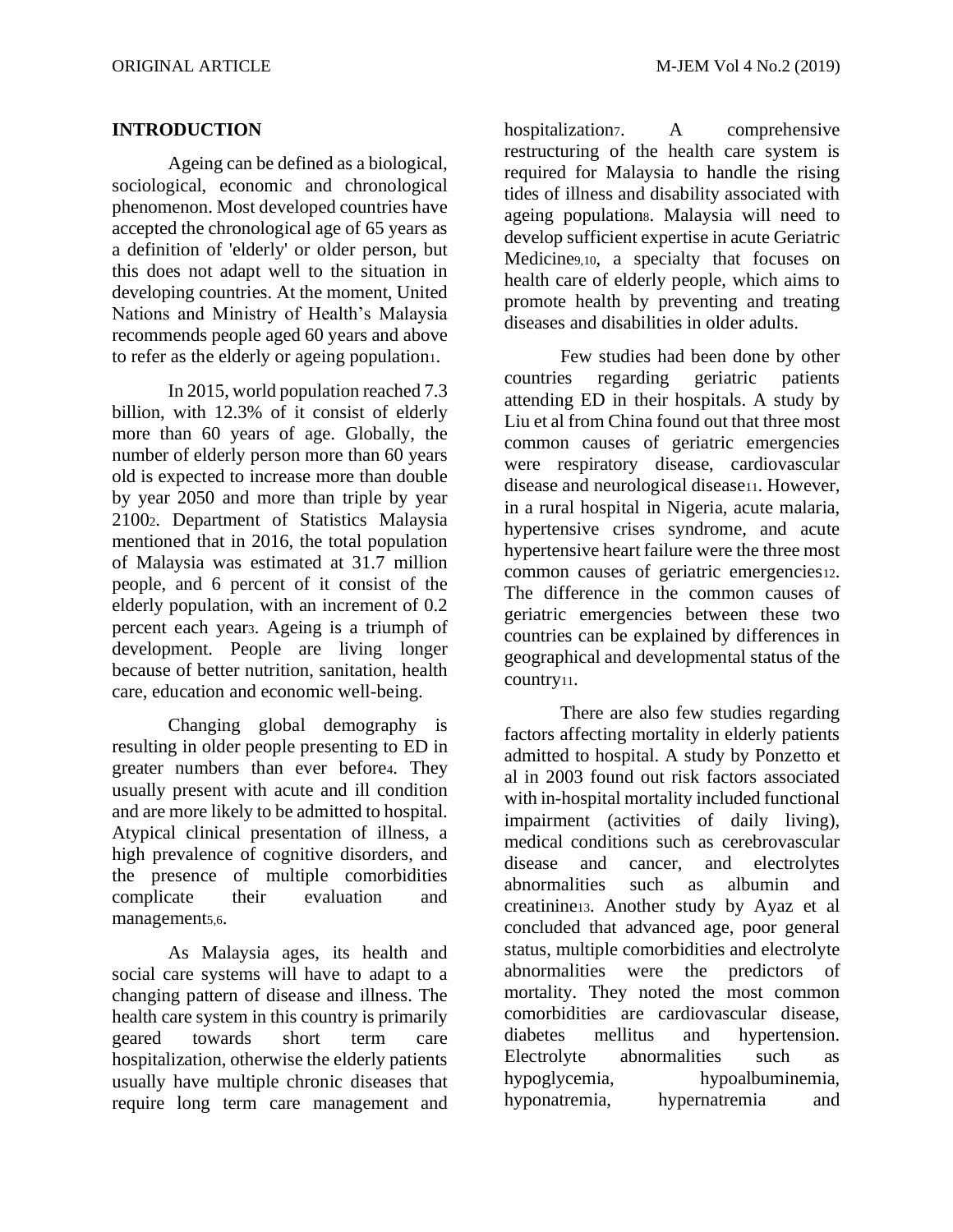## INTRODUCTION

Ageing can be defined as a biological, sociological, economic and chronological phenomenon. Most developed countries have accepted the chronological age of 65 years as a definition of 'elderly' or older person, but this does not adapt well to the situation in developing countries. At the moment, United Nations and Ministry of Health's Malaysia recommends people aged 60 years and above to refer as the elderly or ageing population[1].

In 2015, world population reached 7.3 billion, with 12.3% of it consist of elderly more than 60 years of age. Globally, the number of elderly person more than 60 years old is expected to increase more than double by year 2050 and more than triple by year 2100[2]. Department of Statistics Malaysia mentioned that in 2016, the total population of Malaysia was estimated at 31.7 million people, and 6 percent of it consist of the elderly population, with an increment of 0.2 percent each year[3]. Ageing is a triumph of development. People are living longer because of better nutrition, sanitation, health care, education and economic well-being.

Changing global demography is resulting in older people presenting to ED in greater numbers than ever before[4]. They usually present with acute and ill condition and are more likely to be admitted to hospital. Atypical clinical presentation of illness, a high prevalence of cognitive disorders, and the presence of multiple comorbidities complicate their evaluation and management[5,6].

As Malaysia ages, its health and social care systems will have to adapt to a changing pattern of disease and illness. The health care system in this country is primarily geared towards short term care hospitalization, otherwise the elderly patients usually have multiple chronic diseases that require long term care management and hospitalization[7]. A comprehensive restructuring of the health care system is required for Malaysia to handle the rising tides of illness and disability associated with ageing population[8]. Malaysia will need to develop sufficient expertise in acute Geriatric Medicine[9,10], a specialty that focuses on health care of elderly people, which aims to promote health by preventing and treating diseases and disabilities in older adults.

Few studies had been done by other countries regarding geriatric patients attending ED in their hospitals. A study by Liu et al from China found out that three most common causes of geriatric emergencies were respiratory disease, cardiovascular disease and neurological disease[11]. However, in a rural hospital in Nigeria, acute malaria, hypertensive crises syndrome, and acute hypertensive heart failure were the three most common causes of geriatric emergencies[12]. The difference in the common causes of geriatric emergencies between these two countries can be explained by differences in geographical and developmental status of the country[11].

There are also few studies regarding factors affecting mortality in elderly patients admitted to hospital. A study by Ponzetto et al in 2003 found out risk factors associated with in-hospital mortality included functional impairment (activities of daily living), medical conditions such as cerebrovascular disease and cancer, and electrolytes abnormalities such as albumin and creatinine[13]. Another study by Ayaz et al concluded that advanced age, poor general status, multiple comorbidities and electrolyte abnormalities were the predictors of mortality. They noted the most common comorbidities are cardiovascular disease, diabetes mellitus and hypertension. Electrolyte abnormalities such as hypoglycemia, hypoalbuminemia, hyponatremia, hypernatremia and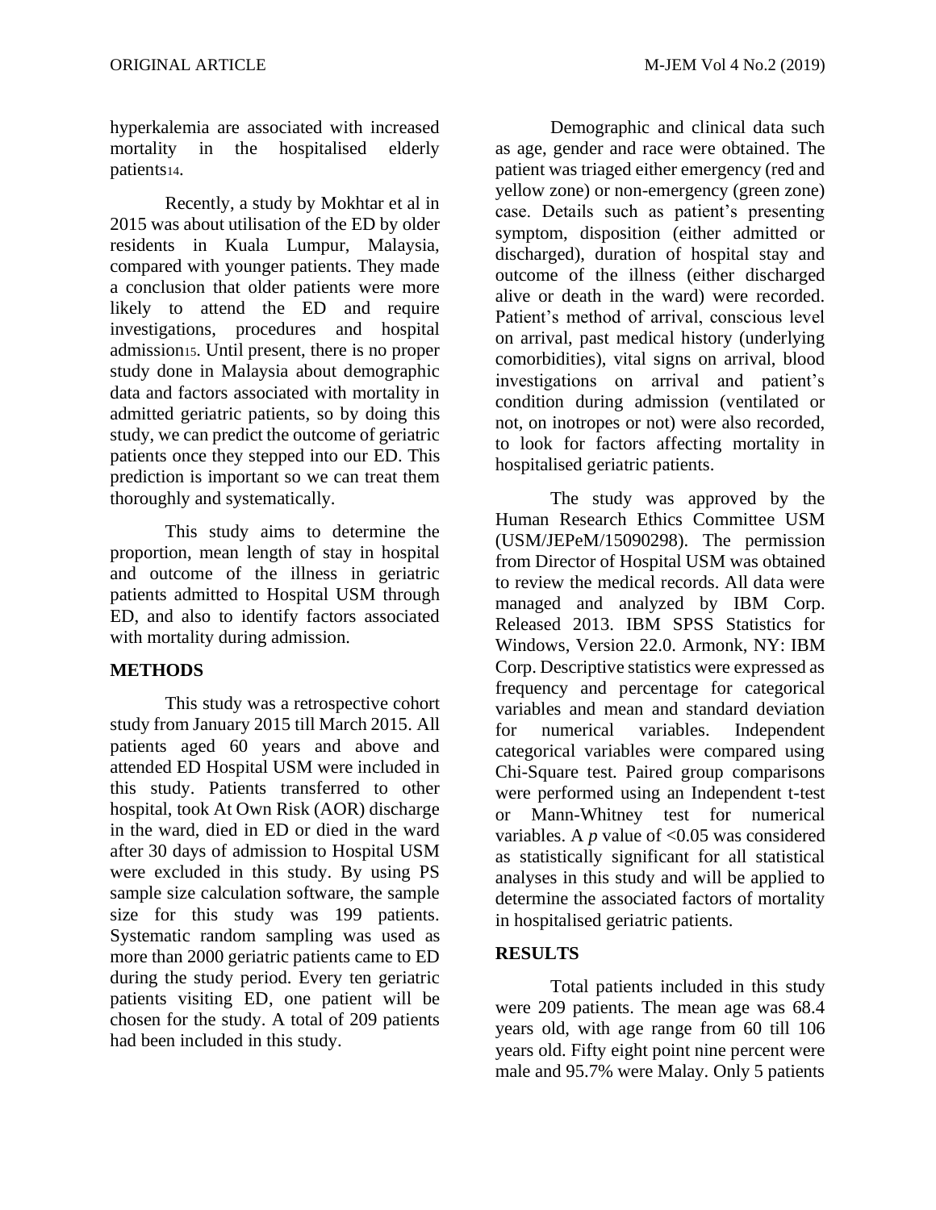hyperkalemia are associated with increased mortality in the hospitalised elderly patients[14].

Recently, a study by Mokhtar et al in 2015 was about utilisation of the ED by older residents in Kuala Lumpur, Malaysia, compared with younger patients. They made a conclusion that older patients were more likely to attend the ED and require investigations, procedures and hospital admission[15]. Until present, there is no proper study done in Malaysia about demographic data and factors associated with mortality in admitted geriatric patients, so by doing this study, we can predict the outcome of geriatric patients once they stepped into our ED. This prediction is important so we can treat them thoroughly and systematically.

This study aims to determine the proportion, mean length of stay in hospital and outcome of the illness in geriatric patients admitted to Hospital USM through ED, and also to identify factors associated with mortality during admission.

## METHODS

This study was a retrospective cohort study from January 2015 till March 2015. All patients aged 60 years and above and attended ED Hospital USM were included in this study. Patients transferred to other hospital, took At Own Risk (AOR) discharge in the ward, died in ED or died in the ward after 30 days of admission to Hospital USM were excluded in this study. By using PS sample size calculation software, the sample size for this study was 199 patients. Systematic random sampling was used as more than 2000 geriatric patients came to ED during the study period. Every ten geriatric patients visiting ED, one patient will be chosen for the study. A total of 209 patients had been included in this study.

Demographic and clinical data such as age, gender and race were obtained. The patient was triaged either emergency (red and yellow zone) or non-emergency (green zone) case. Details such as patient's presenting symptom, disposition (either admitted or discharged), duration of hospital stay and outcome of the illness (either discharged alive or death in the ward) were recorded. Patient's method of arrival, conscious level on arrival, past medical history (underlying comorbidities), vital signs on arrival, blood investigations on arrival and patient's condition during admission (ventilated or not, on inotropes or not) were also recorded, to look for factors affecting mortality in hospitalised geriatric patients.

The study was approved by the Human Research Ethics Committee USM (USM/JEPeM/15090298). The permission from Director of Hospital USM was obtained to review the medical records. All data were managed and analyzed by IBM Corp. Released 2013. IBM SPSS Statistics for Windows, Version 22.0. Armonk, NY: IBM Corp. Descriptive statistics were expressed as frequency and percentage for categorical variables and mean and standard deviation for numerical variables. Independent categorical variables were compared using Chi-Square test. Paired group comparisons were performed using an Independent t-test or Mann-Whitney test for numerical variables. A $p$ value of $<0.05$ was considered as statistically significant for all statistical analyses in this study and will be applied to determine the associated factors of mortality in hospitalised geriatric patients.

## RESULTS

Total patients included in this study were 209 patients. The mean age was 68.4 years old, with age range from 60 till 106 years old. Fifty eight point nine percent were male and 95.7% were Malay. Only 5 patients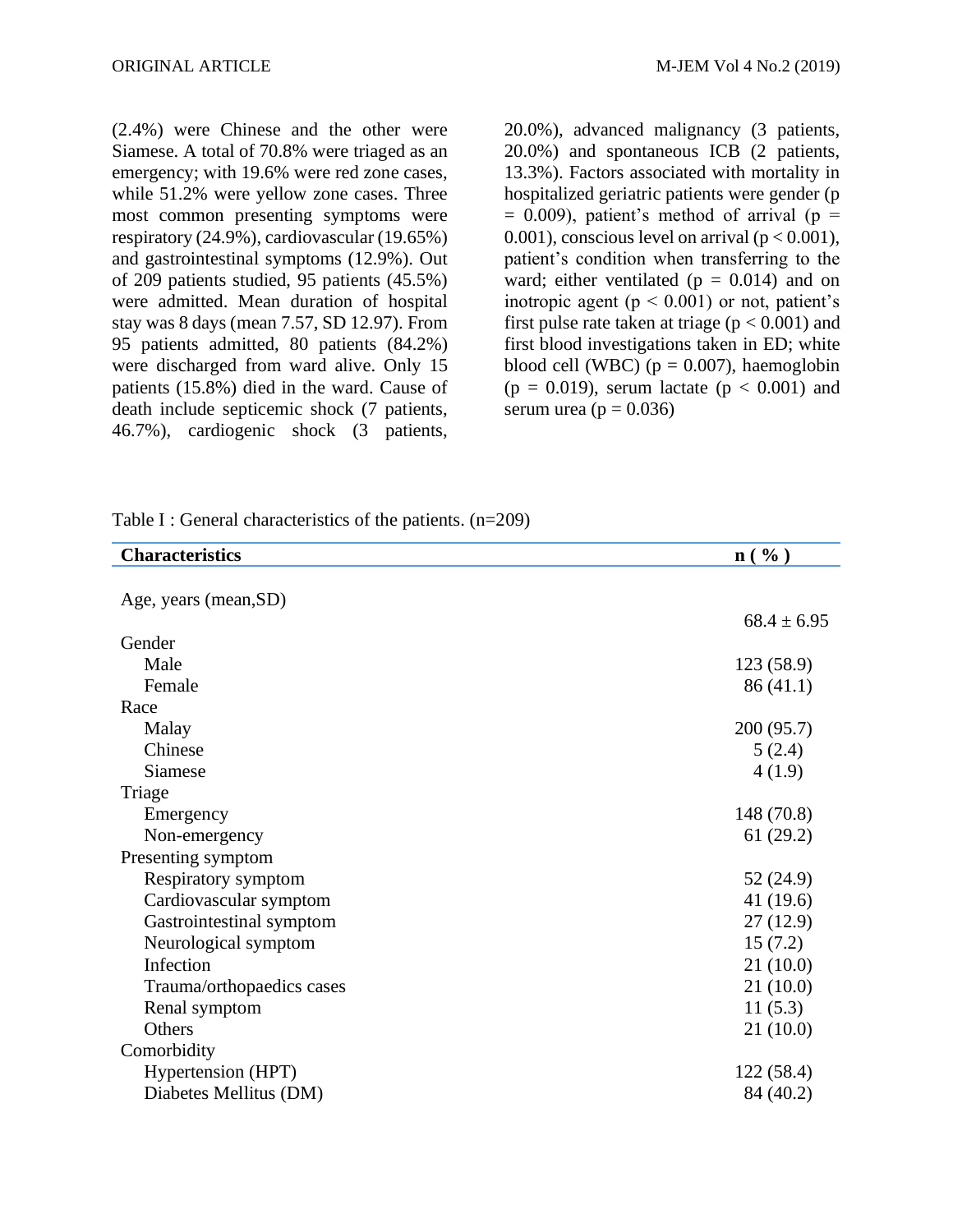(2.4%) were Chinese and the other were Siamese. A total of 70.8% were triaged as an emergency; with 19.6% were red zone cases, while 51.2% were yellow zone cases. Three most common presenting symptoms were respiratory (24.9%), cardiovascular (19.65%) and gastrointestinal symptoms (12.9%). Out of 209 patients studied, 95 patients (45.5%) were admitted. Mean duration of hospital stay was 8 days (mean 7.57, SD 12.97). From 95 patients admitted, 80 patients (84.2%) were discharged from ward alive. Only 15 patients (15.8%) died in the ward. Cause of death include septicemic shock (7 patients, 46.7%), cardiogenic shock (3 patients, 20.0%), advanced malignancy (3 patients, 20.0%) and spontaneous ICB (2 patients, 13.3%). Factors associated with mortality in hospitalized geriatric patients were gender ($p = 0.009$), patient's method of arrival ($p = 0.001$), conscious level on arrival ($p < 0.001$), patient's condition when transferring to the ward; either ventilated ($p = 0.014$) and on inotropic agent ($p < 0.001$) or not, patient's first pulse rate taken at triage ($p < 0.001$) and first blood investigations taken in ED; white blood cell (WBC) ($p = 0.007$), haemoglobin ($p = 0.019$), serum lactate ($p < 0.001$) and serum urea ($p = 0.036$)

Table I : General characteristics of the patients. (n=209)

| **Characteristics** | **n ( % )** |
|---|---|
| Age, years (mean,SD) | 68.4 ± 6.95 |
| Gender | |
| Male | 123 (58.9) |
| Female | 86 (41.1) |
| Race | |
| Malay | 200 (95.7) |
| Chinese | 5 (2.4) |
| Siamese | 4 (1.9) |
| Triage | |
| Emergency | 148 (70.8) |
| Non-emergency | 61 (29.2) |
| Presenting symptom | |
| Respiratory symptom | 52 (24.9) |
| Cardiovascular symptom | 41 (19.6) |
| Gastrointestinal symptom | 27 (12.9) |
| Neurological symptom | 15 (7.2) |
| Infection | 21 (10.0) |
| Trauma/orthopaedics cases | 21 (10.0) |
| Renal symptom | 11 (5.3) |
| Others | 21 (10.0) |
| Comorbidity | |
| Hypertension (HPT) | 122 (58.4) |
| Diabetes Mellitus (DM) | 84 (40.2) |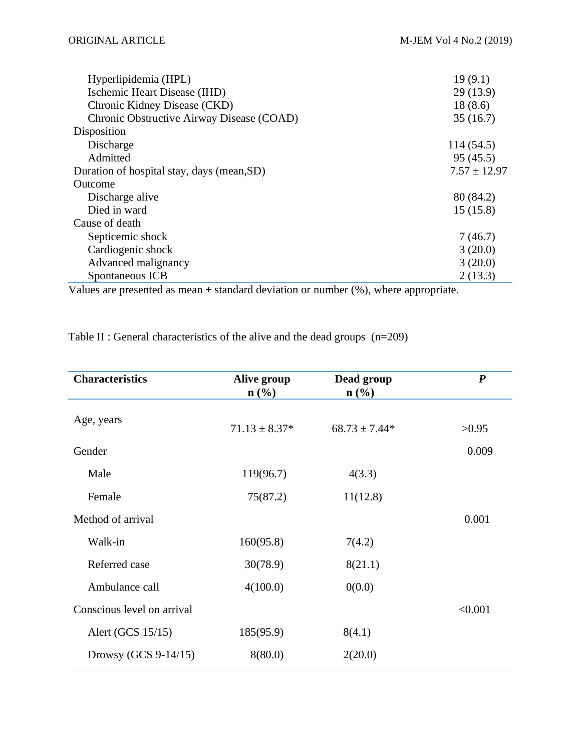| | |
|---|---|
| Hyperlipidemia (HPL) | 19 (9.1) |
| Ischemic Heart Disease (IHD) | 29 (13.9) |
| Chronic Kidney Disease (CKD) | 18 (8.6) |
| Chronic Obstructive Airway Disease (COAD) | 35 (16.7) |
| Disposition | |
| Discharge | 114 (54.5) |
| Admitted | 95 (45.5) |
| Duration of hospital stay, days (mean,SD) | 7.57 ± 12.97 |
| Outcome | |
| Discharge alive | 80 (84.2) |
| Died in ward | 15 (15.8) |
| Cause of death | |
| Septicemic shock | 7 (46.7) |
| Cardiogenic shock | 3 (20.0) |
| Advanced malignancy | 3 (20.0) |
| Spontaneous ICB | 2 (13.3) |

Values are presented as mean ± standard deviation or number (%), where appropriate.

Table II : General characteristics of the alive and the dead groups (n=209)

| **Characteristics** | **Alive group n (%)** | **Dead group n (%)** | ***P*** |
|---|---|---|---|
| Age, years | 71.13 ± 8.37* | 68.73 ± 7.44* | >0.95 |
| Gender | | | 0.009 |
| Male | 119(96.7) | 4(3.3) | |
| Female | 75(87.2) | 11(12.8) | |
| Method of arrival | | | 0.001 |
| Walk-in | 160(95.8) | 7(4.2) | |
| Referred case | 30(78.9) | 8(21.1) | |
| Ambulance call | 4(100.0) | 0(0.0) | |
| Conscious level on arrival | | | <0.001 |
| Alert (GCS 15/15) | 185(95.9) | 8(4.1) | |
| Drowsy (GCS 9-14/15) | 8(80.0) | 2(20.0) | |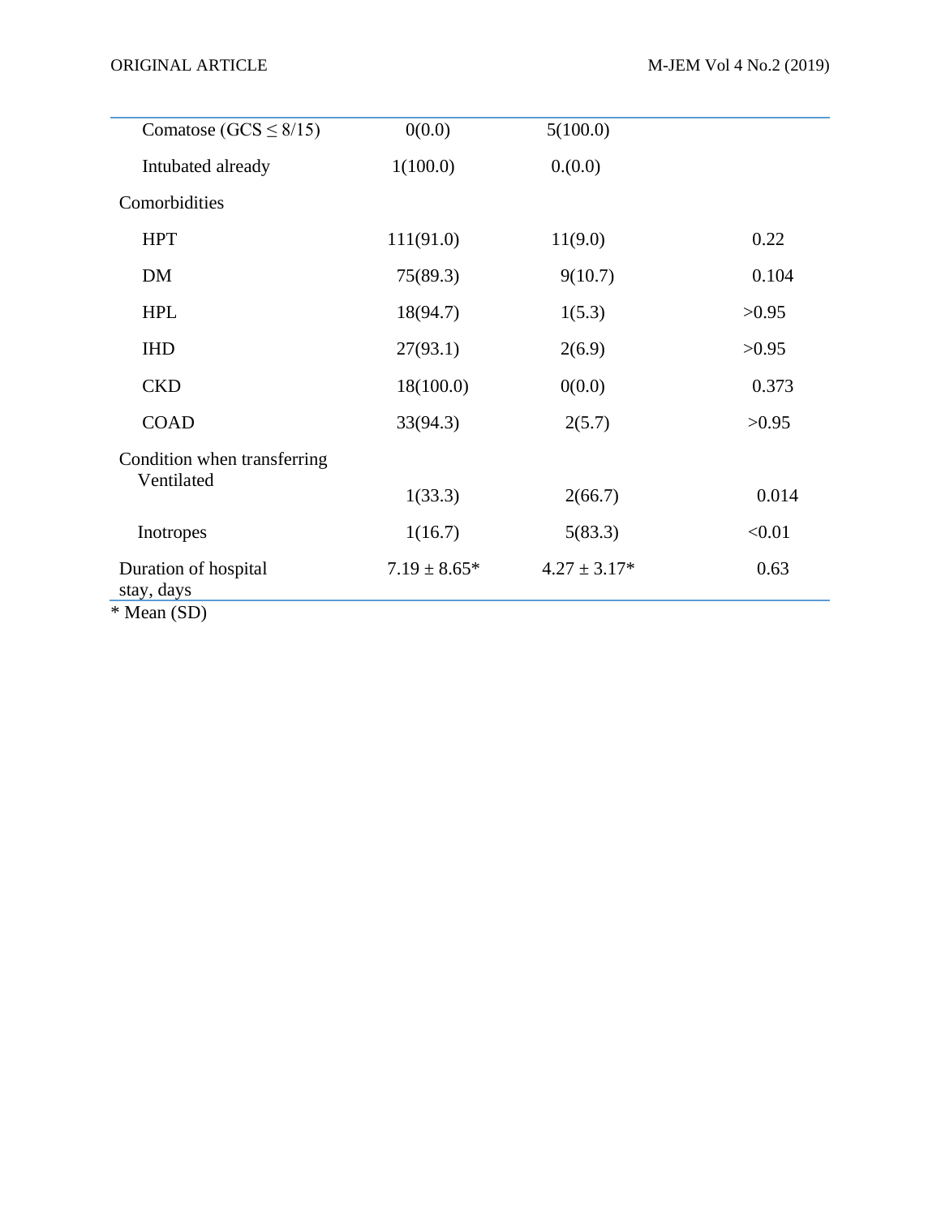| | | | |
|---|---|---|---|
| Comatose (GCS ≤ 8/15) | 0(0.0) | 5(100.0) | |
| Intubated already | 1(100.0) | 0.(0.0) | |
| Comorbidities | | | |
| HPT | 111(91.0) | 11(9.0) | 0.22 |
| DM | 75(89.3) | 9(10.7) | 0.104 |
| HPL | 18(94.7) | 1(5.3) | >0.95 |
| IHD | 27(93.1) | 2(6.9) | >0.95 |
| CKD | 18(100.0) | 0(0.0) | 0.373 |
| COAD | 33(94.3) | 2(5.7) | >0.95 |
| Condition when transferring | | | |
| Ventilated | 1(33.3) | 2(66.7) | 0.014 |
| Inotropes | 1(16.7) | 5(83.3) | <0.01 |
| Duration of hospital stay, days | 7.19 ± 8.65* | 4.27 ± 3.17* | 0.63 |

* Mean (SD)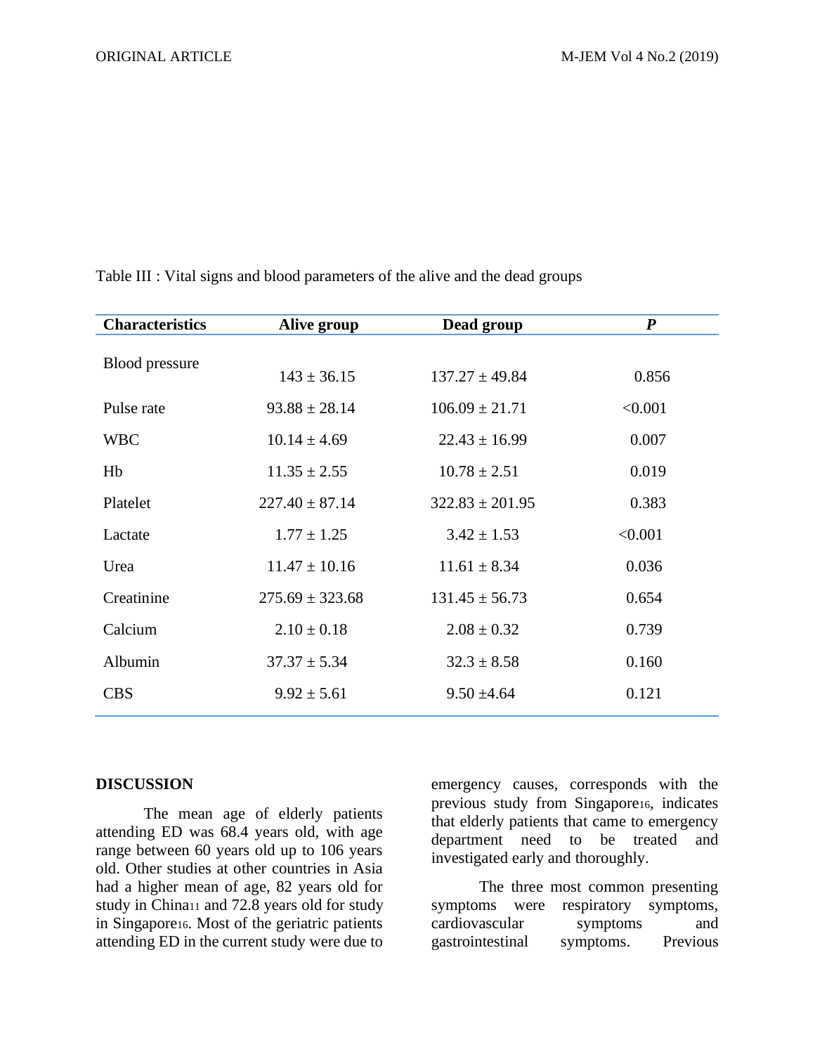Table III : Vital signs and blood parameters of the alive and the dead groups

| **Characteristics** | **Alive group** | **Dead group** | ***P*** |
|---|---|---|---|
| Blood pressure | 143 ± 36.15 | 137.27 ± 49.84 | 0.856 |
| Pulse rate | 93.88 ± 28.14 | 106.09 ± 21.71 | <0.001 |
| WBC | 10.14 ± 4.69 | 22.43 ± 16.99 | 0.007 |
| Hb | 11.35 ± 2.55 | 10.78 ± 2.51 | 0.019 |
| Platelet | 227.40 ± 87.14 | 322.83 ± 201.95 | 0.383 |
| Lactate | 1.77 ± 1.25 | 3.42 ± 1.53 | <0.001 |
| Urea | 11.47 ± 10.16 | 11.61 ± 8.34 | 0.036 |
| Creatinine | 275.69 ± 323.68 | 131.45 ± 56.73 | 0.654 |
| Calcium | 2.10 ± 0.18 | 2.08 ± 0.32 | 0.739 |
| Albumin | 37.37 ± 5.34 | 32.3 ± 8.58 | 0.160 |
| CBS | 9.92 ± 5.61 | 9.50 ±4.64 | 0.121 |

## DISCUSSION

The mean age of elderly patients attending ED was 68.4 years old, with age range between 60 years old up to 106 years old. Other studies at other countries in Asia had a higher mean of age, 82 years old for study in China[11] and 72.8 years old for study in Singapore[16]. Most of the geriatric patients attending ED in the current study were due to emergency causes, corresponds with the previous study from Singapore[16], indicates that elderly patients that came to emergency department need to be treated and investigated early and thoroughly.

The three most common presenting symptoms were respiratory symptoms, cardiovascular symptoms and gastrointestinal symptoms. Previous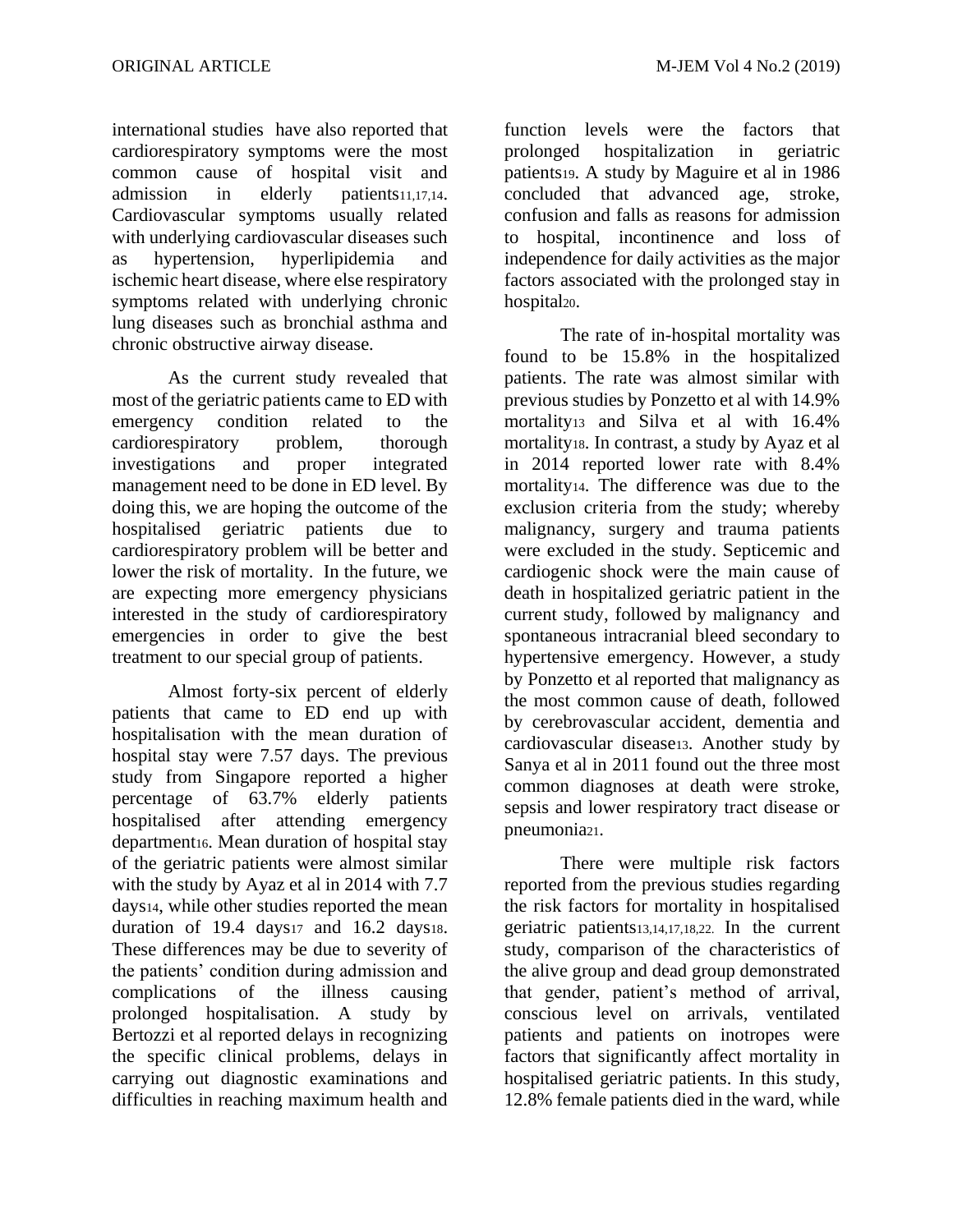international studies have also reported that cardiorespiratory symptoms were the most common cause of hospital visit and admission in elderly patients[11,17,14]. Cardiovascular symptoms usually related with underlying cardiovascular diseases such as hypertension, hyperlipidemia and ischemic heart disease, where else respiratory symptoms related with underlying chronic lung diseases such as bronchial asthma and chronic obstructive airway disease.

As the current study revealed that most of the geriatric patients came to ED with emergency condition related to the cardiorespiratory problem, thorough investigations and proper integrated management need to be done in ED level. By doing this, we are hoping the outcome of the hospitalised geriatric patients due to cardiorespiratory problem will be better and lower the risk of mortality. In the future, we are expecting more emergency physicians interested in the study of cardiorespiratory emergencies in order to give the best treatment to our special group of patients.

Almost forty-six percent of elderly patients that came to ED end up with hospitalisation with the mean duration of hospital stay were 7.57 days. The previous study from Singapore reported a higher percentage of 63.7% elderly patients hospitalised after attending emergency department[16]. Mean duration of hospital stay of the geriatric patients were almost similar with the study by Ayaz et al in 2014 with 7.7 days[14], while other studies reported the mean duration of 19.4 days[17] and 16.2 days[18]. These differences may be due to severity of the patients' condition during admission and complications of the illness causing prolonged hospitalisation. A study by Bertozzi et al reported delays in recognizing the specific clinical problems, delays in carrying out diagnostic examinations and difficulties in reaching maximum health and function levels were the factors that prolonged hospitalization in geriatric patients[19]. A study by Maguire et al in 1986 concluded that advanced age, stroke, confusion and falls as reasons for admission to hospital, incontinence and loss of independence for daily activities as the major factors associated with the prolonged stay in hospital[20].

The rate of in-hospital mortality was found to be 15.8% in the hospitalized patients. The rate was almost similar with previous studies by Ponzetto et al with 14.9% mortality[13] and Silva et al with 16.4% mortality[18]. In contrast, a study by Ayaz et al in 2014 reported lower rate with 8.4% mortality[14]. The difference was due to the exclusion criteria from the study; whereby malignancy, surgery and trauma patients were excluded in the study. Septicemic and cardiogenic shock were the main cause of death in hospitalized geriatric patient in the current study, followed by malignancy and spontaneous intracranial bleed secondary to hypertensive emergency. However, a study by Ponzetto et al reported that malignancy as the most common cause of death, followed by cerebrovascular accident, dementia and cardiovascular disease[13]. Another study by Sanya et al in 2011 found out the three most common diagnoses at death were stroke, sepsis and lower respiratory tract disease or pneumonia[21].

There were multiple risk factors reported from the previous studies regarding the risk factors for mortality in hospitalised geriatric patients[13,14,17,18,22]. In the current study, comparison of the characteristics of the alive group and dead group demonstrated that gender, patient's method of arrival, conscious level on arrivals, ventilated patients and patients on inotropes were factors that significantly affect mortality in hospitalised geriatric patients. In this study, 12.8% female patients died in the ward, while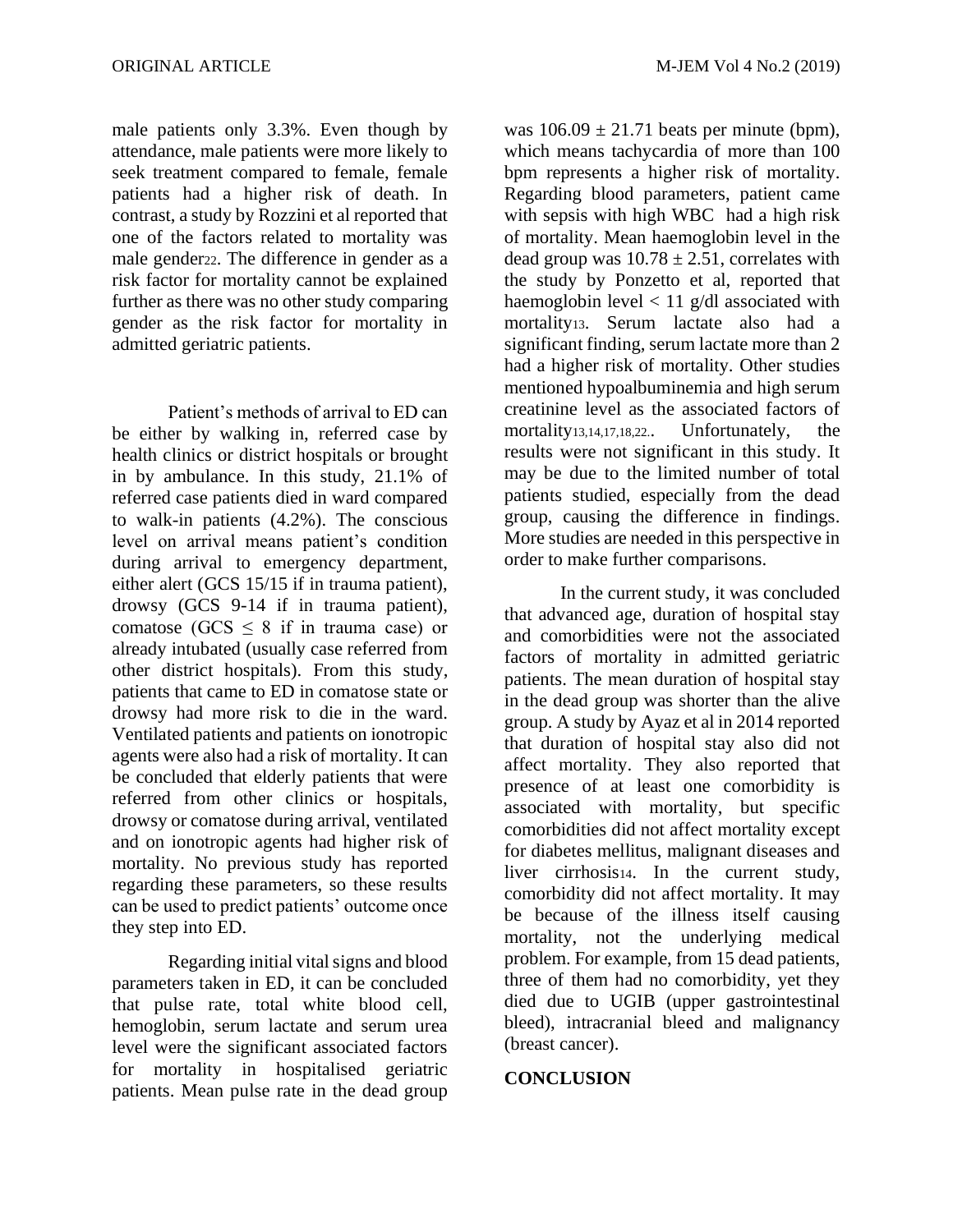male patients only 3.3%. Even though by attendance, male patients were more likely to seek treatment compared to female, female patients had a higher risk of death. In contrast, a study by Rozzini et al reported that one of the factors related to mortality was male gender[22]. The difference in gender as a risk factor for mortality cannot be explained further as there was no other study comparing gender as the risk factor for mortality in admitted geriatric patients.

Patient's methods of arrival to ED can be either by walking in, referred case by health clinics or district hospitals or brought in by ambulance. In this study, 21.1% of referred case patients died in ward compared to walk-in patients (4.2%). The conscious level on arrival means patient's condition during arrival to emergency department, either alert (GCS 15/15 if in trauma patient), drowsy (GCS 9-14 if in trauma patient), comatose (GCS $\leq$ 8 if in trauma case) or already intubated (usually case referred from other district hospitals). From this study, patients that came to ED in comatose state or drowsy had more risk to die in the ward. Ventilated patients and patients on ionotropic agents were also had a risk of mortality. It can be concluded that elderly patients that were referred from other clinics or hospitals, drowsy or comatose during arrival, ventilated and on ionotropic agents had higher risk of mortality. No previous study has reported regarding these parameters, so these results can be used to predict patients' outcome once they step into ED.

Regarding initial vital signs and blood parameters taken in ED, it can be concluded that pulse rate, total white blood cell, hemoglobin, serum lactate and serum urea level were the significant associated factors for mortality in hospitalised geriatric patients. Mean pulse rate in the dead group was $106.09 \pm 21.71$ beats per minute (bpm), which means tachycardia of more than 100 bpm represents a higher risk of mortality. Regarding blood parameters, patient came with sepsis with high WBC had a high risk of mortality. Mean haemoglobin level in the dead group was $10.78 \pm 2.51$, correlates with the study by Ponzetto et al, reported that haemoglobin level < 11 g/dl associated with mortality[13]. Serum lactate also had a significant finding, serum lactate more than 2 had a higher risk of mortality. Other studies mentioned hypoalbuminemia and high serum creatinine level as the associated factors of mortality[13,14,17,18,22].. Unfortunately, the results were not significant in this study. It may be due to the limited number of total patients studied, especially from the dead group, causing the difference in findings. More studies are needed in this perspective in order to make further comparisons.

In the current study, it was concluded that advanced age, duration of hospital stay and comorbidities were not the associated factors of mortality in admitted geriatric patients. The mean duration of hospital stay in the dead group was shorter than the alive group. A study by Ayaz et al in 2014 reported that duration of hospital stay also did not affect mortality. They also reported that presence of at least one comorbidity is associated with mortality, but specific comorbidities did not affect mortality except for diabetes mellitus, malignant diseases and liver cirrhosis[14]. In the current study, comorbidity did not affect mortality. It may be because of the illness itself causing mortality, not the underlying medical problem. For example, from 15 dead patients, three of them had no comorbidity, yet they died due to UGIB (upper gastrointestinal bleed), intracranial bleed and malignancy (breast cancer).

## CONCLUSION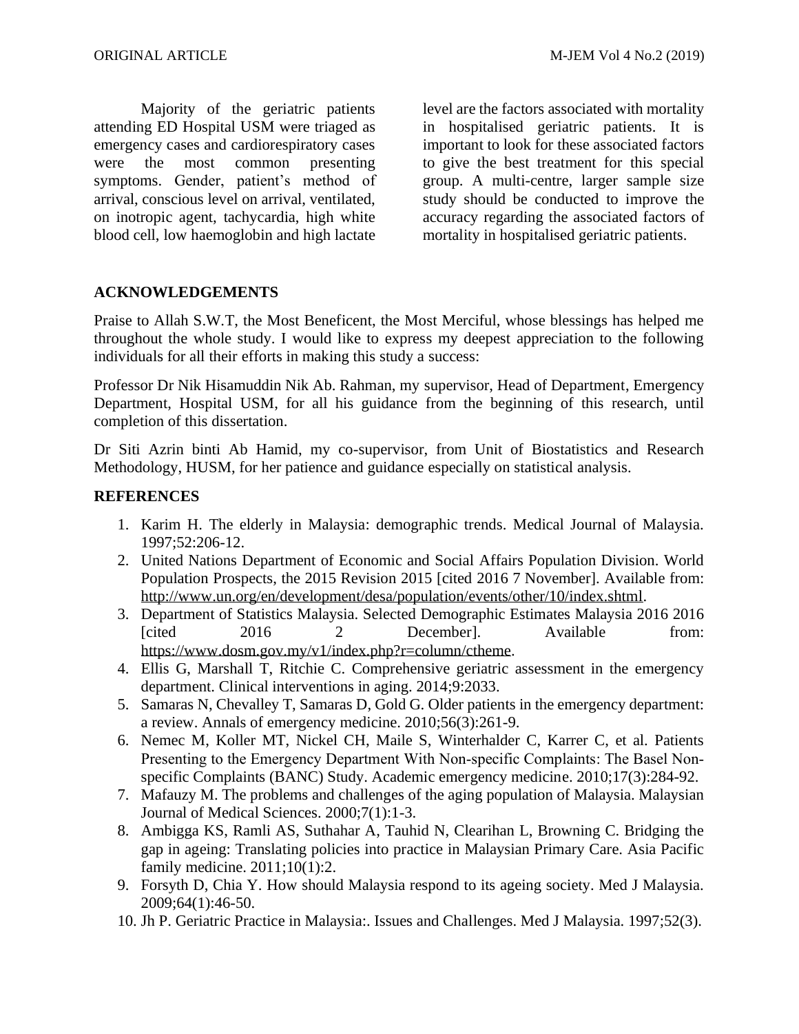Majority of the geriatric patients attending ED Hospital USM were triaged as emergency cases and cardiorespiratory cases were the most common presenting symptoms. Gender, patient's method of arrival, conscious level on arrival, ventilated, on inotropic agent, tachycardia, high white blood cell, low haemoglobin and high lactate level are the factors associated with mortality in hospitalised geriatric patients. It is important to look for these associated factors to give the best treatment for this special group. A multi-centre, larger sample size study should be conducted to improve the accuracy regarding the associated factors of mortality in hospitalised geriatric patients.

## ACKNOWLEDGEMENTS

Praise to Allah S.W.T, the Most Beneficent, the Most Merciful, whose blessings has helped me throughout the whole study. I would like to express my deepest appreciation to the following individuals for all their efforts in making this study a success:

Professor Dr Nik Hisamuddin Nik Ab. Rahman, my supervisor, Head of Department, Emergency Department, Hospital USM, for all his guidance from the beginning of this research, until completion of this dissertation.

Dr Siti Azrin binti Ab Hamid, my co-supervisor, from Unit of Biostatistics and Research Methodology, HUSM, for her patience and guidance especially on statistical analysis.

## REFERENCES

1. Karim H. The elderly in Malaysia: demographic trends. Medical Journal of Malaysia. 1997;52:206-12.
2. United Nations Department of Economic and Social Affairs Population Division. World Population Prospects, the 2015 Revision 2015 [cited 2016 7 November]. Available from: http://www.un.org/en/development/desa/population/events/other/10/index.shtml.
3. Department of Statistics Malaysia. Selected Demographic Estimates Malaysia 2016 2016 [cited 2016 2 December]. Available from: https://www.dosm.gov.my/v1/index.php?r=column/ctheme.
4. Ellis G, Marshall T, Ritchie C. Comprehensive geriatric assessment in the emergency department. Clinical interventions in aging. 2014;9:2033.
5. Samaras N, Chevalley T, Samaras D, Gold G. Older patients in the emergency department: a review. Annals of emergency medicine. 2010;56(3):261-9.
6. Nemec M, Koller MT, Nickel CH, Maile S, Winterhalder C, Karrer C, et al. Patients Presenting to the Emergency Department With Non-specific Complaints: The Basel Non-specific Complaints (BANC) Study. Academic emergency medicine. 2010;17(3):284-92.
7. Mafauzy M. The problems and challenges of the aging population of Malaysia. Malaysian Journal of Medical Sciences. 2000;7(1):1-3.
8. Ambigga KS, Ramli AS, Suthahar A, Tauhid N, Clearihan L, Browning C. Bridging the gap in ageing: Translating policies into practice in Malaysian Primary Care. Asia Pacific family medicine. 2011;10(1):2.
9. Forsyth D, Chia Y. How should Malaysia respond to its ageing society. Med J Malaysia. 2009;64(1):46-50.
10. Jh P. Geriatric Practice in Malaysia:. Issues and Challenges. Med J Malaysia. 1997;52(3).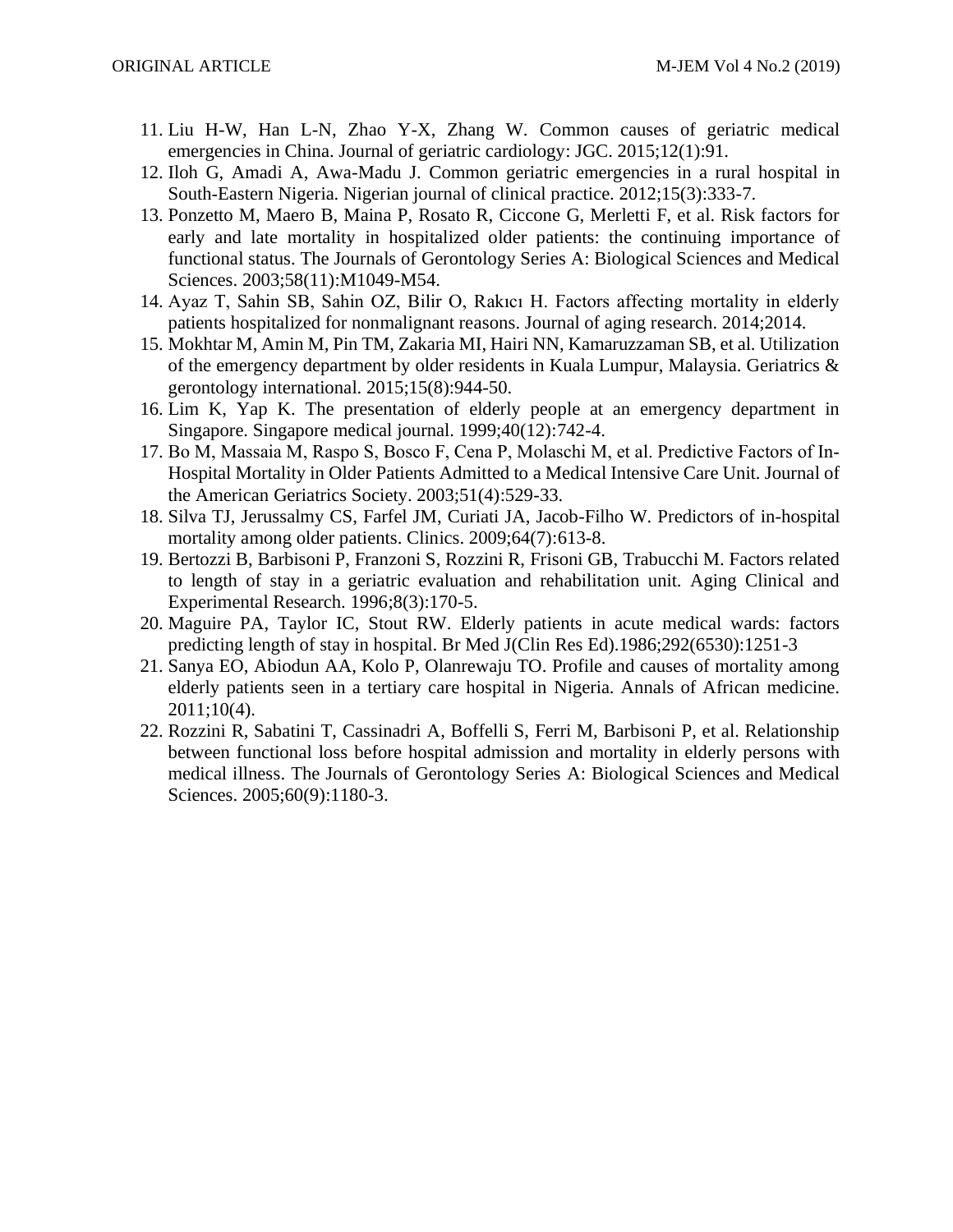11. Liu H-W, Han L-N, Zhao Y-X, Zhang W. Common causes of geriatric medical emergencies in China. Journal of geriatric cardiology: JGC. 2015;12(1):91.
12. Iloh G, Amadi A, Awa-Madu J. Common geriatric emergencies in a rural hospital in South-Eastern Nigeria. Nigerian journal of clinical practice. 2012;15(3):333-7.
13. Ponzetto M, Maero B, Maina P, Rosato R, Ciccone G, Merletti F, et al. Risk factors for early and late mortality in hospitalized older patients: the continuing importance of functional status. The Journals of Gerontology Series A: Biological Sciences and Medical Sciences. 2003;58(11):M1049-M54.
14. Ayaz T, Sahin SB, Sahin OZ, Bilir O, Rakıcı H. Factors affecting mortality in elderly patients hospitalized for nonmalignant reasons. Journal of aging research. 2014;2014.
15. Mokhtar M, Amin M, Pin TM, Zakaria MI, Hairi NN, Kamaruzzaman SB, et al. Utilization of the emergency department by older residents in Kuala Lumpur, Malaysia. Geriatrics & gerontology international. 2015;15(8):944-50.
16. Lim K, Yap K. The presentation of elderly people at an emergency department in Singapore. Singapore medical journal. 1999;40(12):742-4.
17. Bo M, Massaia M, Raspo S, Bosco F, Cena P, Molaschi M, et al. Predictive Factors of In-Hospital Mortality in Older Patients Admitted to a Medical Intensive Care Unit. Journal of the American Geriatrics Society. 2003;51(4):529-33.
18. Silva TJ, Jerussalmy CS, Farfel JM, Curiati JA, Jacob-Filho W. Predictors of in-hospital mortality among older patients. Clinics. 2009;64(7):613-8.
19. Bertozzi B, Barbisoni P, Franzoni S, Rozzini R, Frisoni GB, Trabucchi M. Factors related to length of stay in a geriatric evaluation and rehabilitation unit. Aging Clinical and Experimental Research. 1996;8(3):170-5.
20. Maguire PA, Taylor IC, Stout RW. Elderly patients in acute medical wards: factors predicting length of stay in hospital. Br Med J(Clin Res Ed).1986;292(6530):1251-3
21. Sanya EO, Abiodun AA, Kolo P, Olanrewaju TO. Profile and causes of mortality among elderly patients seen in a tertiary care hospital in Nigeria. Annals of African medicine. 2011;10(4).
22. Rozzini R, Sabatini T, Cassinadri A, Boffelli S, Ferri M, Barbisoni P, et al. Relationship between functional loss before hospital admission and mortality in elderly persons with medical illness. The Journals of Gerontology Series A: Biological Sciences and Medical Sciences. 2005;60(9):1180-3.